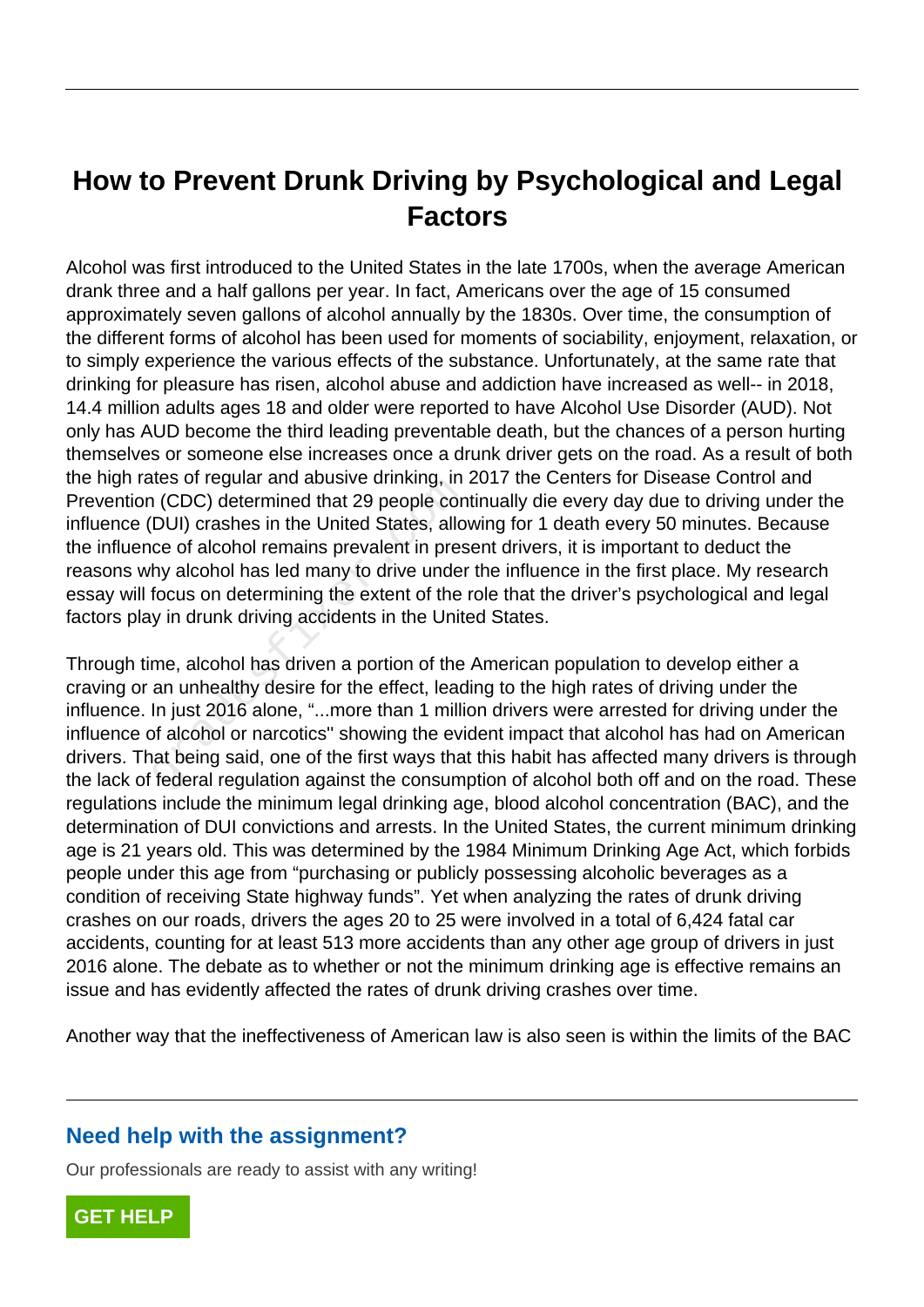# How to Prevent Drunk Driving by Psychological and Legal Factors

Alcohol was first introduced to the United States in the late 1700s, when the average American drank three and a half gallons per year. In fact, Americans over the age of 15 consumed approximately seven gallons of alcohol annually by the 1830s. Over time, the consumption of the different forms of alcohol has been used for moments of sociability, enjoyment, relaxation, or to simply experience the various effects of the substance. Unfortunately, at the same rate that drinking for pleasure has risen, alcohol abuse and addiction have increased as well-- in 2018, 14.4 million adults ages 18 and older were reported to have Alcohol Use Disorder (AUD). Not only has AUD become the third leading preventable death, but the chances of a person hurting themselves or someone else increases once a drunk driver gets on the road. As a result of both the high rates of regular and abusive drinking, in 2017 the Centers for Disease Control and Prevention (CDC) determined that 29 people continually die every day due to driving under the influence (DUI) crashes in the United States, allowing for 1 death every 50 minutes. Because the influence of alcohol remains prevalent in present drivers, it is important to deduct the reasons why alcohol has led many to drive under the influence in the first place. My research essay will focus on determining the extent of the role that the driver's psychological and legal factors play in drunk driving accidents in the United States.

Through time, alcohol has driven a portion of the American population to develop either a craving or an unhealthy desire for the effect, leading to the high rates of driving under the influence. In just 2016 alone, "...more than 1 million drivers were arrested for driving under the influence of alcohol or narcotics" showing the evident impact that alcohol has had on American drivers. That being said, one of the first ways that this habit has affected many drivers is through the lack of federal regulation against the consumption of alcohol both off and on the road. These regulations include the minimum legal drinking age, blood alcohol concentration (BAC), and the determination of DUI convictions and arrests. In the United States, the current minimum drinking age is 21 years old. This was determined by the 1984 Minimum Drinking Age Act, which forbids people under this age from "purchasing or publicly possessing alcoholic beverages as a condition of receiving State highway funds". Yet when analyzing the rates of drunk driving crashes on our roads, drivers the ages 20 to 25 were involved in a total of 6,424 fatal car accidents, counting for at least 513 more accidents than any other age group of drivers in just 2016 alone. The debate as to whether or not the minimum drinking age is effective remains an issue and has evidently affected the rates of drunk driving crashes over time.

Another way that the ineffectiveness of American law is also seen is within the limits of the BAC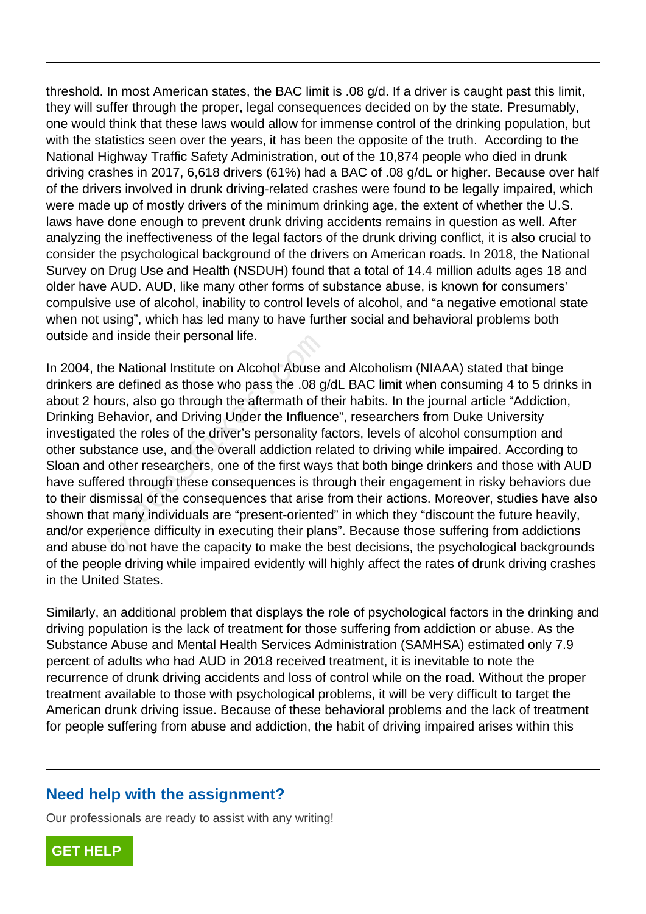threshold. In most American states, the BAC limit is .08 g/d. If a driver is caught past this limit, they will suffer through the proper, legal consequences decided on by the state. Presumably, one would think that these laws would allow for immense control of the drinking population, but with the statistics seen over the years, it has been the opposite of the truth.  According to the National Highway Traffic Safety Administration, out of the 10,874 people who died in drunk driving crashes in 2017, 6,618 drivers (61%) had a BAC of .08 g/dL or higher. Because over half of the drivers involved in drunk driving-related crashes were found to be legally impaired, which were made up of mostly drivers of the minimum drinking age, the extent of whether the U.S. laws have done enough to prevent drunk driving accidents remains in question as well. After analyzing the ineffectiveness of the legal factors of the drunk driving conflict, it is also crucial to consider the psychological background of the drivers on American roads. In 2018, the National Survey on Drug Use and Health (NSDUH) found that a total of 14.4 million adults ages 18 and older have AUD. AUD, like many other forms of substance abuse, is known for consumers' compulsive use of alcohol, inability to control levels of alcohol, and "a negative emotional state when not using", which has led many to have further social and behavioral problems both outside and inside their personal life.

In 2004, the National Institute on Alcohol Abuse and Alcoholism (NIAAA) stated that binge drinkers are defined as those who pass the .08 g/dL BAC limit when consuming 4 to 5 drinks in about 2 hours, also go through the aftermath of their habits. In the journal article "Addiction, Drinking Behavior, and Driving Under the Influence", researchers from Duke University investigated the roles of the driver's personality factors, levels of alcohol consumption and other substance use, and the overall addiction related to driving while impaired. According to Sloan and other researchers, one of the first ways that both binge drinkers and those with AUD have suffered through these consequences is through their engagement in risky behaviors due to their dismissal of the consequences that arise from their actions. Moreover, studies have also shown that many individuals are "present-oriented" in which they "discount the future heavily, and/or experience difficulty in executing their plans". Because those suffering from addictions and abuse do not have the capacity to make the best decisions, the psychological backgrounds of the people driving while impaired evidently will highly affect the rates of drunk driving crashes in the United States.

Similarly, an additional problem that displays the role of psychological factors in the drinking and driving population is the lack of treatment for those suffering from addiction or abuse. As the Substance Abuse and Mental Health Services Administration (SAMHSA) estimated only 7.9 percent of adults who had AUD in 2018 received treatment, it is inevitable to note the recurrence of drunk driving accidents and loss of control while on the road. Without the proper treatment available to those with psychological problems, it will be very difficult to target the American drunk driving issue. Because of these behavioral problems and the lack of treatment for people suffering from abuse and addiction, the habit of driving impaired arises within this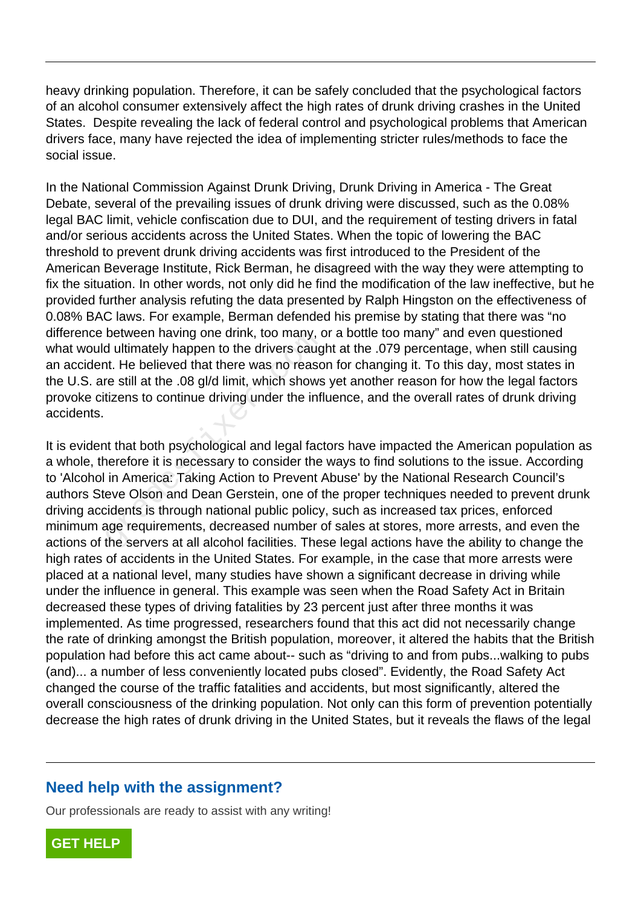heavy drinking population. Therefore, it can be safely concluded that the psychological factors of an alcohol consumer extensively affect the high rates of drunk driving crashes in the United States. Despite revealing the lack of federal control and psychological problems that American drivers face, many have rejected the idea of implementing stricter rules/methods to face the social issue.

In the National Commission Against Drunk Driving, Drunk Driving in America - The Great Debate, several of the prevailing issues of drunk driving were discussed, such as the 0.08% legal BAC limit, vehicle confiscation due to DUI, and the requirement of testing drivers in fatal and/or serious accidents across the United States. When the topic of lowering the BAC threshold to prevent drunk driving accidents was first introduced to the President of the American Beverage Institute, Rick Berman, he disagreed with the way they were attempting to fix the situation. In other words, not only did he find the modification of the law ineffective, but he provided further analysis refuting the data presented by Ralph Hingston on the effectiveness of 0.08% BAC laws. For example, Berman defended his premise by stating that there was "no difference between having one drink, too many, or a bottle too many" and even questioned what would ultimately happen to the drivers caught at the .079 percentage, when still causing an accident. He believed that there was no reason for changing it. To this day, most states in the U.S. are still at the .08 gl/d limit, which shows yet another reason for how the legal factors provoke citizens to continue driving under the influence, and the overall rates of drunk driving accidents.

It is evident that both psychological and legal factors have impacted the American population as a whole, therefore it is necessary to consider the ways to find solutions to the issue. According to 'Alcohol in America: Taking Action to Prevent Abuse' by the National Research Council's authors Steve Olson and Dean Gerstein, one of the proper techniques needed to prevent drunk driving accidents is through national public policy, such as increased tax prices, enforced minimum age requirements, decreased number of sales at stores, more arrests, and even the actions of the servers at all alcohol facilities. These legal actions have the ability to change the high rates of accidents in the United States. For example, in the case that more arrests were placed at a national level, many studies have shown a significant decrease in driving while under the influence in general. This example was seen when the Road Safety Act in Britain decreased these types of driving fatalities by 23 percent just after three months it was implemented. As time progressed, researchers found that this act did not necessarily change the rate of drinking amongst the British population, moreover, it altered the habits that the British population had before this act came about-- such as "driving to and from pubs...walking to pubs (and)... a number of less conveniently located pubs closed". Evidently, the Road Safety Act changed the course of the traffic fatalities and accidents, but most significantly, altered the overall consciousness of the drinking population. Not only can this form of prevention potentially decrease the high rates of drunk driving in the United States, but it reveals the flaws of the legal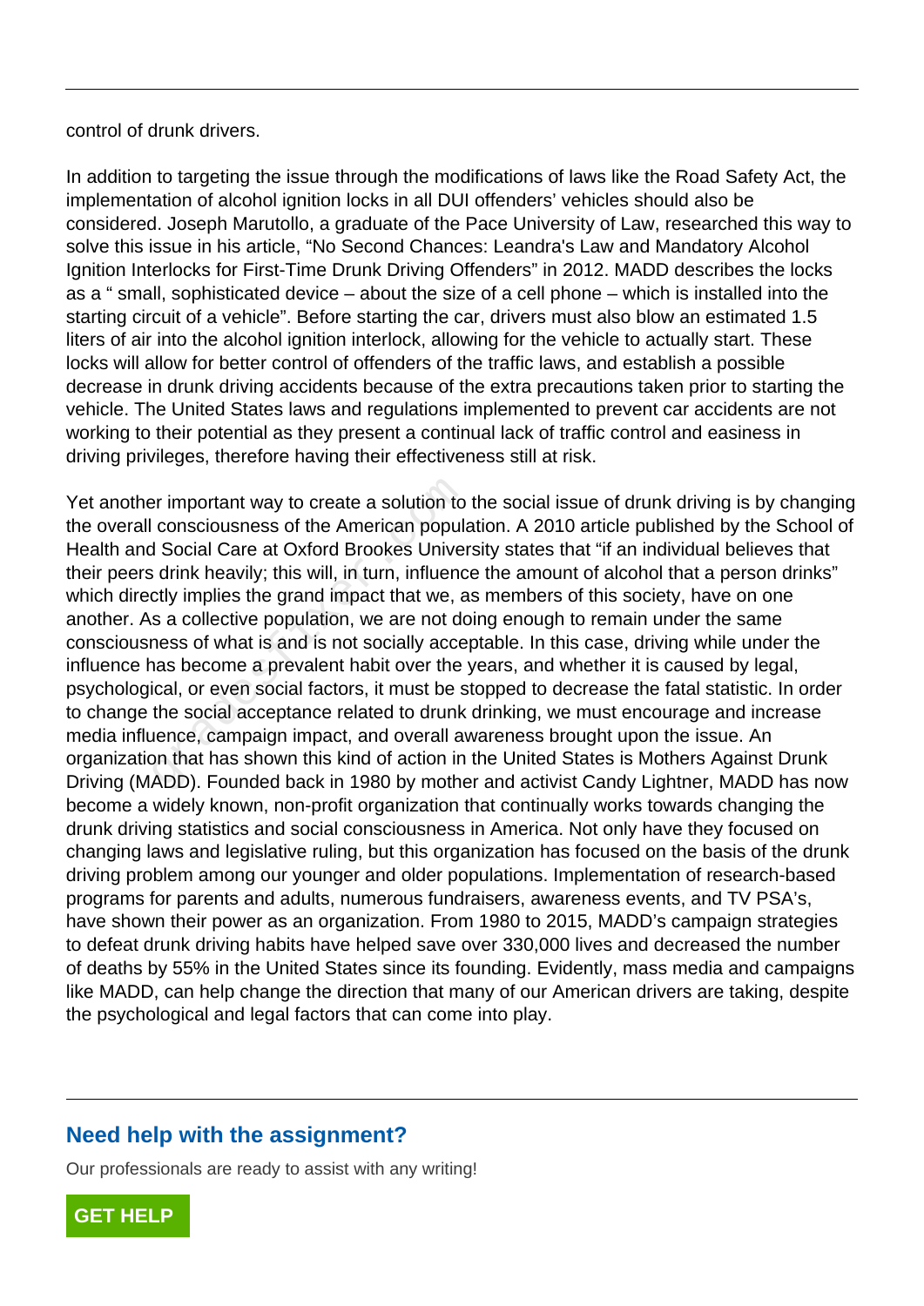control of drunk drivers.

In addition to targeting the issue through the modifications of laws like the Road Safety Act, the implementation of alcohol ignition locks in all DUI offenders' vehicles should also be considered. Joseph Marutollo, a graduate of the Pace University of Law, researched this way to solve this issue in his article, "No Second Chances: Leandra's Law and Mandatory Alcohol Ignition Interlocks for First-Time Drunk Driving Offenders" in 2012. MADD describes the locks as a " small, sophisticated device – about the size of a cell phone – which is installed into the starting circuit of a vehicle". Before starting the car, drivers must also blow an estimated 1.5 liters of air into the alcohol ignition interlock, allowing for the vehicle to actually start. These locks will allow for better control of offenders of the traffic laws, and establish a possible decrease in drunk driving accidents because of the extra precautions taken prior to starting the vehicle. The United States laws and regulations implemented to prevent car accidents are not working to their potential as they present a continual lack of traffic control and easiness in driving privileges, therefore having their effectiveness still at risk.

Yet another important way to create a solution to the social issue of drunk driving is by changing the overall consciousness of the American population. A 2010 article published by the School of Health and Social Care at Oxford Brookes University states that "if an individual believes that their peers drink heavily; this will, in turn, influence the amount of alcohol that a person drinks" which directly implies the grand impact that we, as members of this society, have on one another. As a collective population, we are not doing enough to remain under the same consciousness of what is and is not socially acceptable. In this case, driving while under the influence has become a prevalent habit over the years, and whether it is caused by legal, psychological, or even social factors, it must be stopped to decrease the fatal statistic. In order to change the social acceptance related to drunk drinking, we must encourage and increase media influence, campaign impact, and overall awareness brought upon the issue. An organization that has shown this kind of action in the United States is Mothers Against Drunk Driving (MADD). Founded back in 1980 by mother and activist Candy Lightner, MADD has now become a widely known, non-profit organization that continually works towards changing the drunk driving statistics and social consciousness in America. Not only have they focused on changing laws and legislative ruling, but this organization has focused on the basis of the drunk driving problem among our younger and older populations. Implementation of research-based programs for parents and adults, numerous fundraisers, awareness events, and TV PSA's, have shown their power as an organization. From 1980 to 2015, MADD's campaign strategies to defeat drunk driving habits have helped save over 330,000 lives and decreased the number of deaths by 55% in the United States since its founding. Evidently, mass media and campaigns like MADD, can help change the direction that many of our American drivers are taking, despite the psychological and legal factors that can come into play.

## Need help with the assignment?

Our professionals are ready to assist with any writing!

GET HELP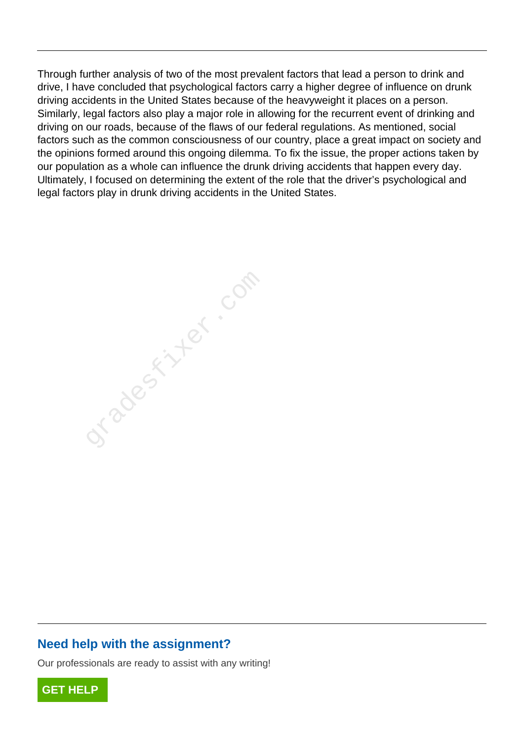Through further analysis of two of the most prevalent factors that lead a person to drink and drive, I have concluded that psychological factors carry a higher degree of influence on drunk driving accidents in the United States because of the heavyweight it places on a person. Similarly, legal factors also play a major role in allowing for the recurrent event of drinking and driving on our roads, because of the flaws of our federal regulations. As mentioned, social factors such as the common consciousness of our country, place a great impact on society and the opinions formed around this ongoing dilemma. To fix the issue, the proper actions taken by our population as a whole can influence the drunk driving accidents that happen every day. Ultimately, I focused on determining the extent of the role that the driver's psychological and legal factors play in drunk driving accidents in the United States.